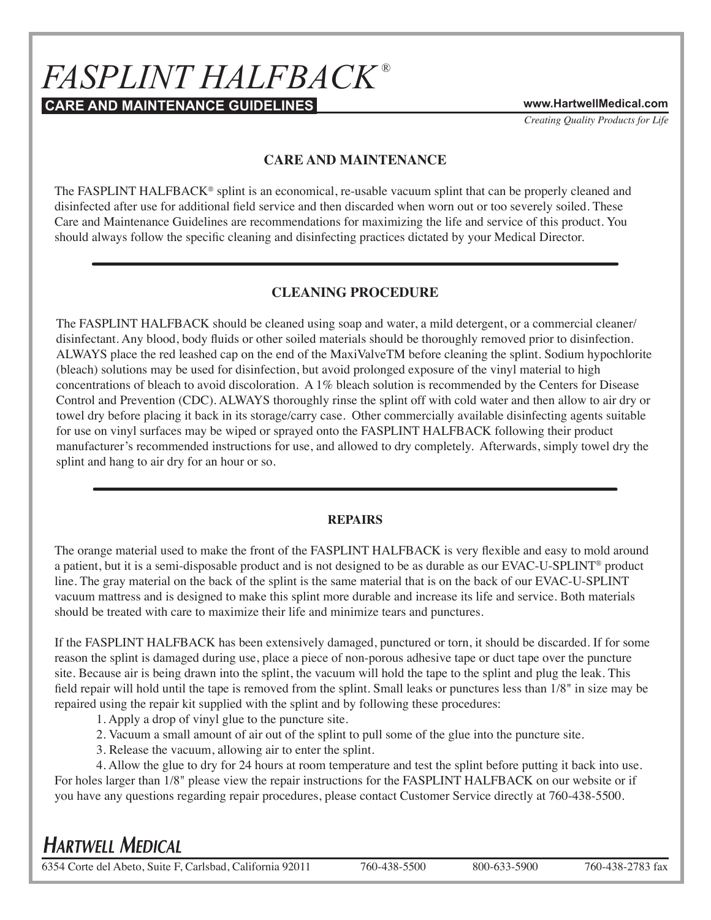# *FASPLINT HALFBACK*®

**CARE AND MAINTENANCE GUIDELINES**

**www.HartwellMedical.com**

*Creating Quality Products for Life*

## CARE AND MAINTENANCE

The FASPLINT HALFBACK® splint is an economical, re-usable vacuum splint that can be properly cleaned and disinfected after use for additional field service and then discarded when worn out or too severely soiled. These Care and Maintenance Guidelines are recommendations for maximizing the life and service of this product. You should always follow the specific cleaning and disinfecting practices dictated by your Medical Director.

---

## CLEANING PROCEDURE

The FASPLINT HALFBACK should be cleaned using soap and water, a mild detergent, or a commercial cleaner/disinfectant. Any blood, body fluids or other soiled materials should be thoroughly removed prior to disinfection. ALWAYS place the red leashed cap on the end of the MaxiValveTM before cleaning the splint. Sodium hypochlorite (bleach) solutions may be used for disinfection, but avoid prolonged exposure of the vinyl material to high concentrations of bleach to avoid discoloration. A 1% bleach solution is recommended by the Centers for Disease Control and Prevention (CDC). ALWAYS thoroughly rinse the splint off with cold water and then allow to air dry or towel dry before placing it back in its storage/carry case. Other commercially available disinfecting agents suitable for use on vinyl surfaces may be wiped or sprayed onto the FASPLINT HALFBACK following their product manufacturer's recommended instructions for use, and allowed to dry completely. Afterwards, simply towel dry the splint and hang to air dry for an hour or so.

---

## REPAIRS

The orange material used to make the front of the FASPLINT HALFBACK is very flexible and easy to mold around a patient, but it is a semi-disposable product and is not designed to be as durable as our EVAC-U-SPLINT® product line. The gray material on the back of the splint is the same material that is on the back of our EVAC-U-SPLINT vacuum mattress and is designed to make this splint more durable and increase its life and service. Both materials should be treated with care to maximize their life and minimize tears and punctures.

If the FASPLINT HALFBACK has been extensively damaged, punctured or torn, it should be discarded. If for some reason the splint is damaged during use, place a piece of non-porous adhesive tape or duct tape over the puncture site. Because air is being drawn into the splint, the vacuum will hold the tape to the splint and plug the leak. This field repair will hold until the tape is removed from the splint. Small leaks or punctures less than 1/8" in size may be repaired using the repair kit supplied with the splint and by following these procedures:

1. Apply a drop of vinyl glue to the puncture site.
2. Vacuum a small amount of air out of the splint to pull some of the glue into the puncture site.
3. Release the vacuum, allowing air to enter the splint.
4. Allow the glue to dry for 24 hours at room temperature and test the splint before putting it back into use.

For holes larger than 1/8" please view the repair instructions for the FASPLINT HALFBACK on our website or if you have any questions regarding repair procedures, please contact Customer Service directly at 760-438-5500.

**HARTWELL MEDICAL**

6354 Corte del Abeto, Suite F, Carlsbad, California 92011 760-438-5500 800-633-5900 760-438-2783 fax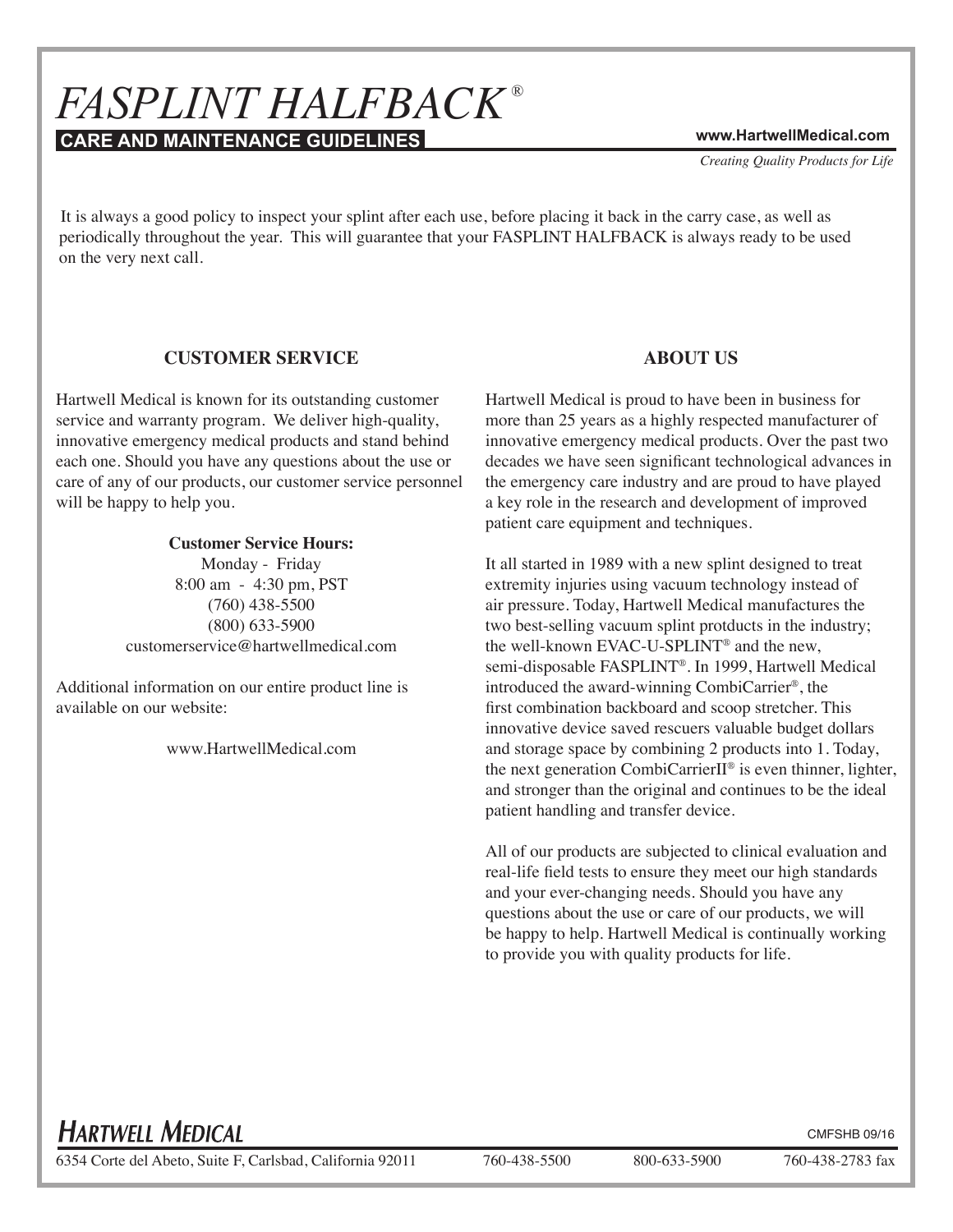# FASPLINT HALFBACK®

**CARE AND MAINTENANCE GUIDELINES**

www.HartwellMedical.com

*Creating Quality Products for Life*

It is always a good policy to inspect your splint after each use, before placing it back in the carry case, as well as periodically throughout the year. This will guarantee that your FASPLINT HALFBACK is always ready to be used on the very next call.

## CUSTOMER SERVICE

Hartwell Medical is known for its outstanding customer service and warranty program. We deliver high-quality, innovative emergency medical products and stand behind each one. Should you have any questions about the use or care of any of our products, our customer service personnel will be happy to help you.

**Customer Service Hours:**

Monday - Friday
8:00 am - 4:30 pm, PST
(760) 438-5500
(800) 633-5900
customerservice@hartwellmedical.com

Additional information on our entire product line is available on our website:

www.HartwellMedical.com

## ABOUT US

Hartwell Medical is proud to have been in business for more than 25 years as a highly respected manufacturer of innovative emergency medical products. Over the past two decades we have seen significant technological advances in the emergency care industry and are proud to have played a key role in the research and development of improved patient care equipment and techniques.

It all started in 1989 with a new splint designed to treat extremity injuries using vacuum technology instead of air pressure. Today, Hartwell Medical manufactures the two best-selling vacuum splint protducts in the industry; the well-known EVAC-U-SPLINT® and the new, semi-disposable FASPLINT®. In 1999, Hartwell Medical introduced the award-winning CombiCarrier®, the first combination backboard and scoop stretcher. This innovative device saved rescuers valuable budget dollars and storage space by combining 2 products into 1. Today, the next generation CombiCarrierII® is even thinner, lighter, and stronger than the original and continues to be the ideal patient handling and transfer device.

All of our products are subjected to clinical evaluation and real-life field tests to ensure they meet our high standards and your ever-changing needs. Should you have any questions about the use or care of our products, we will be happy to help. Hartwell Medical is continually working to provide you with quality products for life.

HARTWELL MEDICAL

CMFSHB 09/16

6354 Corte del Abeto, Suite F, Carlsbad, California 92011 760-438-5500 800-633-5900 760-438-2783 fax